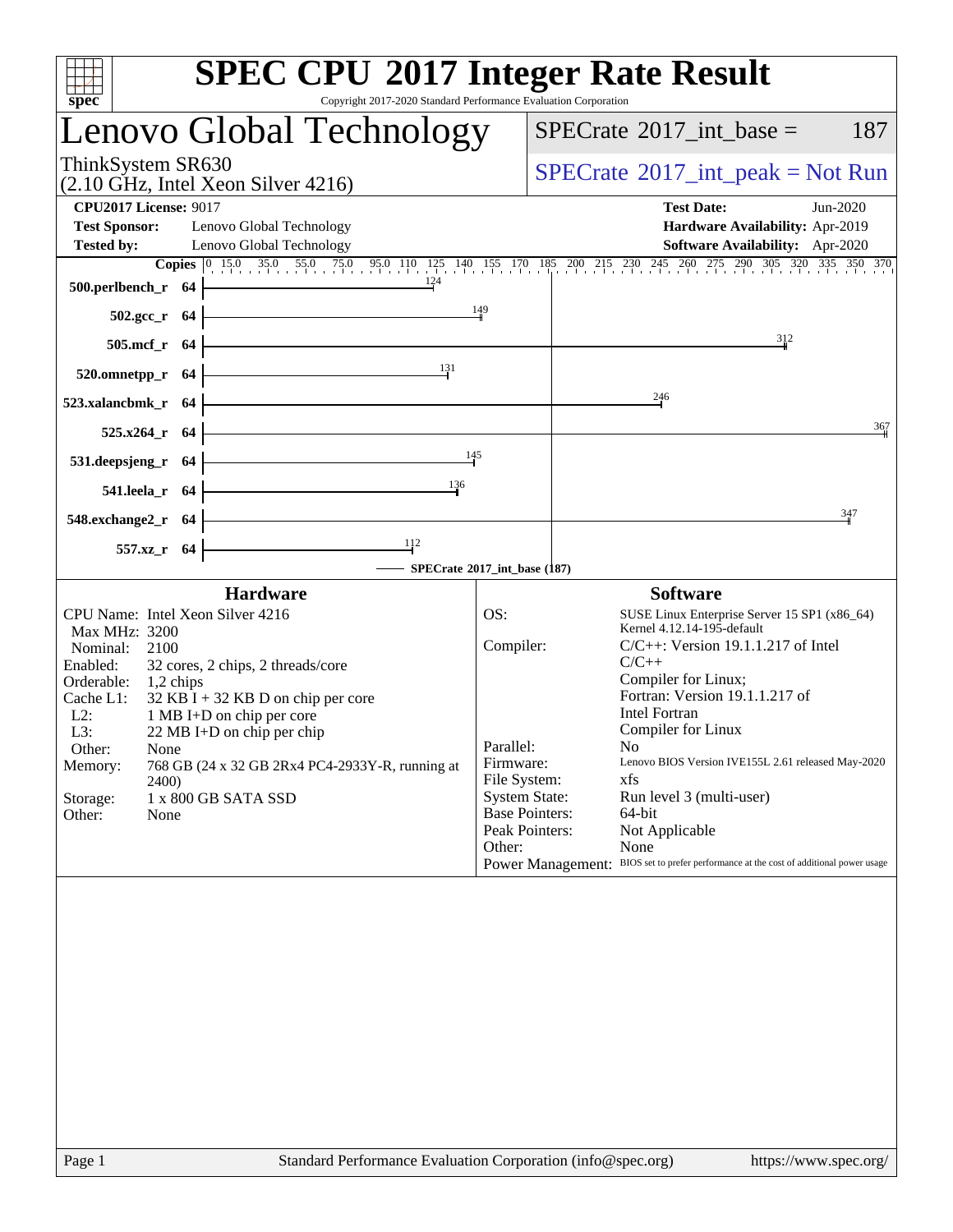# SPEC CPU 2017 Integer Rate Result

Copyright 2017-2020 Standard Performance Evaluation Corporation

## Lenovo Global Technology

ThinkSystem SR630
(2.10 GHz, Intel Xeon Silver 4216)

SPECrate 2017_int_base = 187

SPECrate 2017_int_peak = Not Run

**CPU2017 License:** 9017
**Test Sponsor:** Lenovo Global Technology
**Tested by:** Lenovo Global Technology

**Test Date:** Jun-2020
**Hardware Availability:** Apr-2019
**Software Availability:** Apr-2020

| Benchmark | Copies | SPECrate 2017_int_base |
|---|---|---|
| 500.perlbench_r | 64 | 124 |
| 502.gcc_r | 64 | 149 |
| 505.mcf_r | 64 | 312 |
| 520.omnetpp_r | 64 | 131 |
| 523.xalancbmk_r | 64 | 246 |
| 525.x264_r | 64 | 367 |
| 531.deepsjeng_r | 64 | 145 |
| 541.leela_r | 64 | 136 |
| 548.exchange2_r | 64 | 347 |
| 557.xz_r | 64 | 112 |

SPECrate 2017_int_base (187)

### Hardware

| | |
|---|---|
| CPU Name: | Intel Xeon Silver 4216 |
| Max MHz: | 3200 |
| Nominal: | 2100 |
| Enabled: | 32 cores, 2 chips, 2 threads/core |
| Orderable: | 1,2 chips |
| Cache L1: | 32 KB I + 32 KB D on chip per core |
| L2: | 1 MB I+D on chip per core |
| L3: | 22 MB I+D on chip per chip |
| Other: | None |
| Memory: | 768 GB (24 x 32 GB 2Rx4 PC4-2933Y-R, running at 2400) |
| Storage: | 1 x 800 GB SATA SSD |
| Other: | None |

### Software

| | |
|---|---|
| OS: | SUSE Linux Enterprise Server 15 SP1 (x86_64) Kernel 4.12.14-195-default |
| Compiler: | C/C++: Version 19.1.1.217 of Intel C/C++ Compiler for Linux; Fortran: Version 19.1.1.217 of Intel Fortran Compiler for Linux |
| Parallel: | No |
| Firmware: | Lenovo BIOS Version IVE155L 2.61 released May-2020 |
| File System: | xfs |
| System State: | Run level 3 (multi-user) |
| Base Pointers: | 64-bit |
| Peak Pointers: | Not Applicable |
| Other: | None |
| Power Management: | BIOS set to prefer performance at the cost of additional power usage |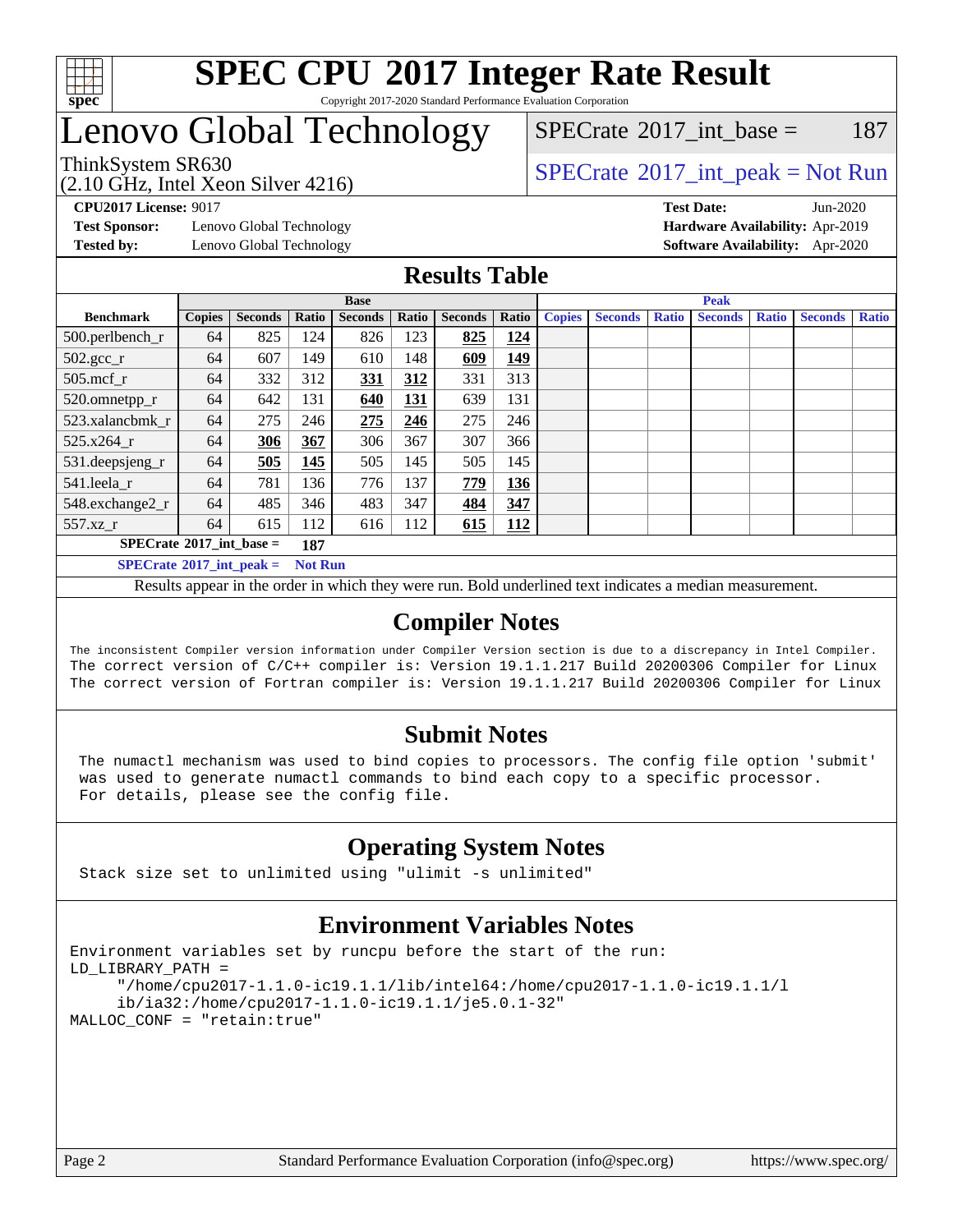# SPEC CPU 2017 Integer Rate Result

Copyright 2017-2020 Standard Performance Evaluation Corporation

# Lenovo Global Technology

ThinkSystem SR630
(2.10 GHz, Intel Xeon Silver 4216)

SPECrate 2017_int_base = 187

SPECrate 2017_int_peak = Not Run

**CPU2017 License:** 9017
**Test Sponsor:** Lenovo Global Technology
**Tested by:** Lenovo Global Technology

**Test Date:** Jun-2020
**Hardware Availability:** Apr-2019
**Software Availability:** Apr-2020

## Results Table

| Benchmark | Base | | | | | | | Peak | | | | | | |
|---|---|---|---|---|---|---|---|---|---|---|---|---|---|---|
| | Copies | Seconds | Ratio | Seconds | Ratio | Seconds | Ratio | Copies | Seconds | Ratio | Seconds | Ratio | Seconds | Ratio |
| 500.perlbench_r | 64 | 825 | 124 | 826 | 123 | **825** | **124** | | | | | | | |
| 502.gcc_r | 64 | 607 | 149 | 610 | 148 | **609** | **149** | | | | | | | |
| 505.mcf_r | 64 | 332 | 312 | **331** | **312** | 331 | 313 | | | | | | | |
| 520.omnetpp_r | 64 | 642 | 131 | **640** | **131** | 639 | 131 | | | | | | | |
| 523.xalancbmk_r | 64 | 275 | 246 | **275** | **246** | 275 | 246 | | | | | | | |
| 525.x264_r | 64 | **306** | **367** | 306 | 367 | 307 | 366 | | | | | | | |
| 531.deepsjeng_r | 64 | **505** | **145** | 505 | 145 | 505 | 145 | | | | | | | |
| 541.leela_r | 64 | 781 | 136 | 776 | 137 | **779** | **136** | | | | | | | |
| 548.exchange2_r | 64 | 485 | 346 | 483 | 347 | **484** | **347** | | | | | | | |
| 557.xz_r | 64 | 615 | 112 | 616 | 112 | **615** | **112** | | | | | | | |

**SPECrate 2017_int_base = 187**

**SPECrate 2017_int_peak = Not Run**

Results appear in the order in which they were run. Bold underlined text indicates a median measurement.

## Compiler Notes

```
The inconsistent Compiler version information under Compiler Version section is due to a discrepancy in Intel Compiler.
The correct version of C/C++ compiler is: Version 19.1.1.217 Build 20200306 Compiler for Linux
The correct version of Fortran compiler is: Version 19.1.1.217 Build 20200306 Compiler for Linux
```

## Submit Notes

```
The numactl mechanism was used to bind copies to processors. The config file option 'submit'
was used to generate numactl commands to bind each copy to a specific processor.
For details, please see the config file.
```

## Operating System Notes

```
Stack size set to unlimited using "ulimit -s unlimited"
```

## Environment Variables Notes

```
Environment variables set by runcpu before the start of the run:
LD_LIBRARY_PATH =
     "/home/cpu2017-1.1.0-ic19.1.1/lib/intel64:/home/cpu2017-1.1.0-ic19.1.1/l
     ib/ia32:/home/cpu2017-1.1.0-ic19.1.1/je5.0.1-32"
MALLOC_CONF = "retain:true"
```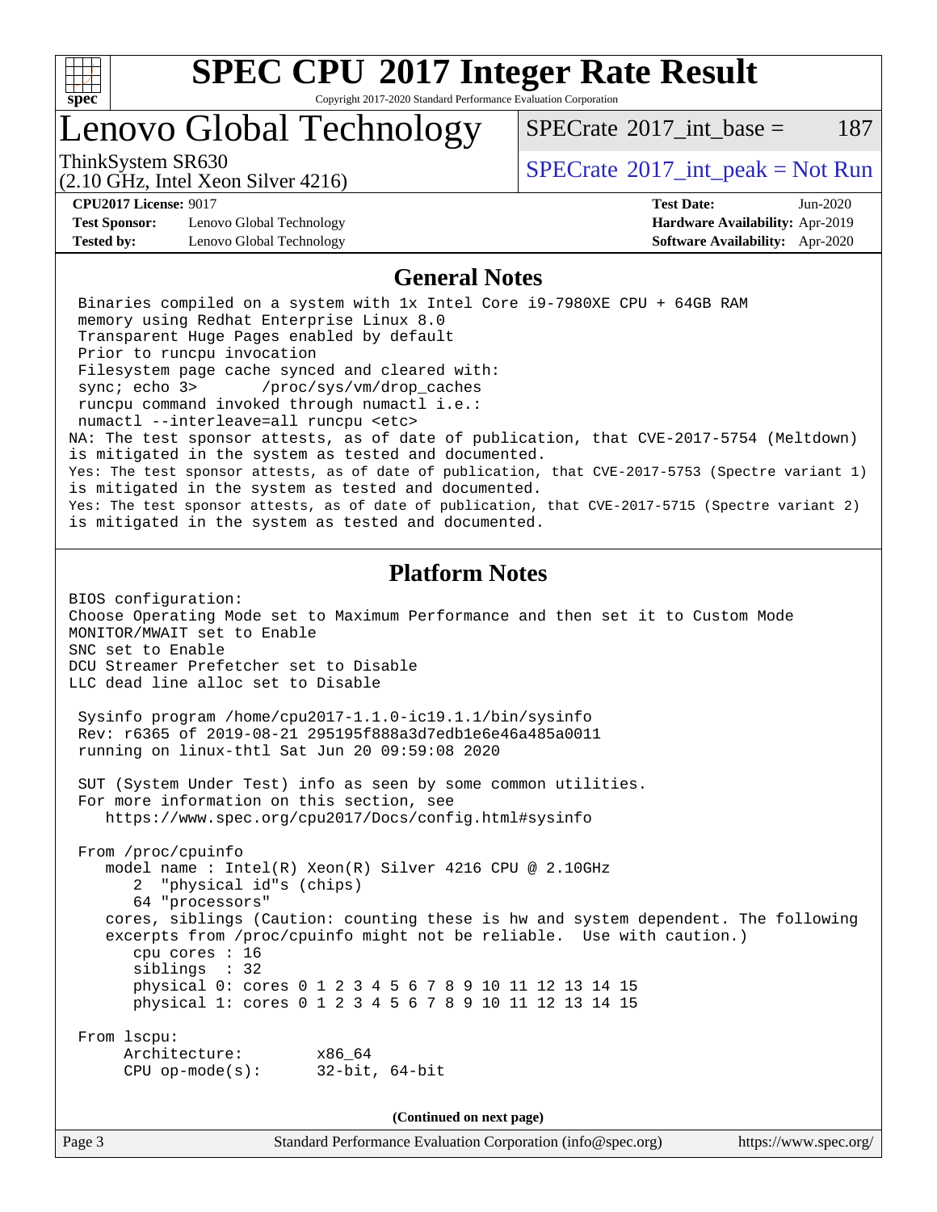# SPEC CPU 2017 Integer Rate Result

Copyright 2017-2020 Standard Performance Evaluation Corporation

## Lenovo Global Technology

ThinkSystem SR630
(2.10 GHz, Intel Xeon Silver 4216)

SPECrate 2017_int_base = 187

SPECrate 2017_int_peak = Not Run

**CPU2017 License:** 9017
**Test Sponsor:** Lenovo Global Technology
**Tested by:** Lenovo Global Technology

**Test Date:** Jun-2020
**Hardware Availability:** Apr-2019
**Software Availability:** Apr-2020

## General Notes

```
 Binaries compiled on a system with 1x Intel Core i9-7980XE CPU + 64GB RAM
 memory using Redhat Enterprise Linux 8.0
 Transparent Huge Pages enabled by default
 Prior to runcpu invocation
 Filesystem page cache synced and cleared with:
 sync; echo 3>       /proc/sys/vm/drop_caches
 runcpu command invoked through numactl i.e.:
 numactl --interleave=all runcpu <etc>
NA: The test sponsor attests, as of date of publication, that CVE-2017-5754 (Meltdown)
is mitigated in the system as tested and documented.
Yes: The test sponsor attests, as of date of publication, that CVE-2017-5753 (Spectre variant 1)
is mitigated in the system as tested and documented.
Yes: The test sponsor attests, as of date of publication, that CVE-2017-5715 (Spectre variant 2)
is mitigated in the system as tested and documented.
```

## Platform Notes

```
BIOS configuration:
Choose Operating Mode set to Maximum Performance and then set it to Custom Mode
MONITOR/MWAIT set to Enable
SNC set to Enable
DCU Streamer Prefetcher set to Disable
LLC dead line alloc set to Disable

 Sysinfo program /home/cpu2017-1.1.0-ic19.1.1/bin/sysinfo
 Rev: r6365 of 2019-08-21 295195f888a3d7edb1e6e46a485a0011
 running on linux-thtl Sat Jun 20 09:59:08 2020

 SUT (System Under Test) info as seen by some common utilities.
 For more information on this section, see
    https://www.spec.org/cpu2017/Docs/config.html#sysinfo

 From /proc/cpuinfo
    model name : Intel(R) Xeon(R) Silver 4216 CPU @ 2.10GHz
       2  "physical id"s (chips)
       64 "processors"
    cores, siblings (Caution: counting these is hw and system dependent. The following
    excerpts from /proc/cpuinfo might not be reliable.  Use with caution.)
       cpu cores : 16
       siblings  : 32
       physical 0: cores 0 1 2 3 4 5 6 7 8 9 10 11 12 13 14 15
       physical 1: cores 0 1 2 3 4 5 6 7 8 9 10 11 12 13 14 15

 From lscpu:
      Architecture:        x86_64
      CPU op-mode(s):      32-bit, 64-bit
```

(Continued on next page)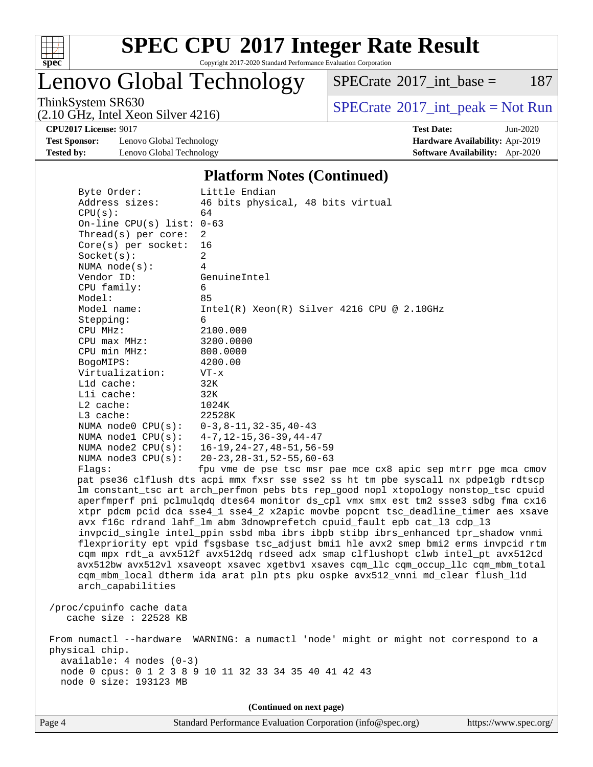## Platform Notes (Continued)

```
     Byte Order:             Little Endian
     Address sizes:          46 bits physical, 48 bits virtual
     CPU(s):                 64
     On-line CPU(s) list:  0-63
     Thread(s) per core:   2
     Core(s) per socket:   16
     Socket(s):            2
     NUMA node(s):         4
     Vendor ID:            GenuineIntel
     CPU family:           6
     Model:                85
     Model name:           Intel(R) Xeon(R) Silver 4216 CPU @ 2.10GHz
     Stepping:             6
     CPU MHz:              2100.000
     CPU max MHz:          3200.0000
     CPU min MHz:          800.0000
     BogoMIPS:             4200.00
     Virtualization:       VT-x
     L1d cache:            32K
     L1i cache:            32K
     L2 cache:             1024K
     L3 cache:             22528K
     NUMA node0 CPU(s):    0-3,8-11,32-35,40-43
     NUMA node1 CPU(s):    4-7,12-15,36-39,44-47
     NUMA node2 CPU(s):    16-19,24-27,48-51,56-59
     NUMA node3 CPU(s):    20-23,28-31,52-55,60-63
     Flags:                fpu vme de pse tsc msr pae mce cx8 apic sep mtrr pge mca cmov
     pat pse36 clflush dts acpi mmx fxsr sse sse2 ss ht tm pbe syscall nx pdpe1gb rdtscp
     lm constant_tsc art arch_perfmon pebs bts rep_good nopl xtopology nonstop_tsc cpuid
     aperfmperf pni pclmulqdq dtes64 monitor ds_cpl vmx smx est tm2 ssse3 sdbg fma cx16
     xtpr pdcm pcid dca sse4_1 sse4_2 x2apic movbe popcnt tsc_deadline_timer aes xsave
     avx f16c rdrand lahf_lm abm 3dnowprefetch cpuid_fault epb cat_l3 cdp_l3
     invpcid_single intel_ppin ssbd mba ibrs ibpb stibp ibrs_enhanced tpr_shadow vnmi
     flexpriority ept vpid fsgsbase tsc_adjust bmi1 hle avx2 smep bmi2 erms invpcid rtm
     cqm mpx rdt_a avx512f avx512dq rdseed adx smap clflushopt clwb intel_pt avx512cd
     avx512bw avx512vl xsaveopt xsavec xgetbv1 xsaves cqm_llc cqm_occup_llc cqm_mbm_total
     cqm_mbm_local dtherm ida arat pln pts pku ospke avx512_vnni md_clear flush_l1d
     arch_capabilities

 /proc/cpuinfo cache data
    cache size : 22528 KB

 From numactl --hardware  WARNING: a numactl 'node' might or might not correspond to a
 physical chip.
   available: 4 nodes (0-3)
   node 0 cpus: 0 1 2 3 8 9 10 11 32 33 34 35 40 41 42 43
   node 0 size: 193123 MB
```

(Continued on next page)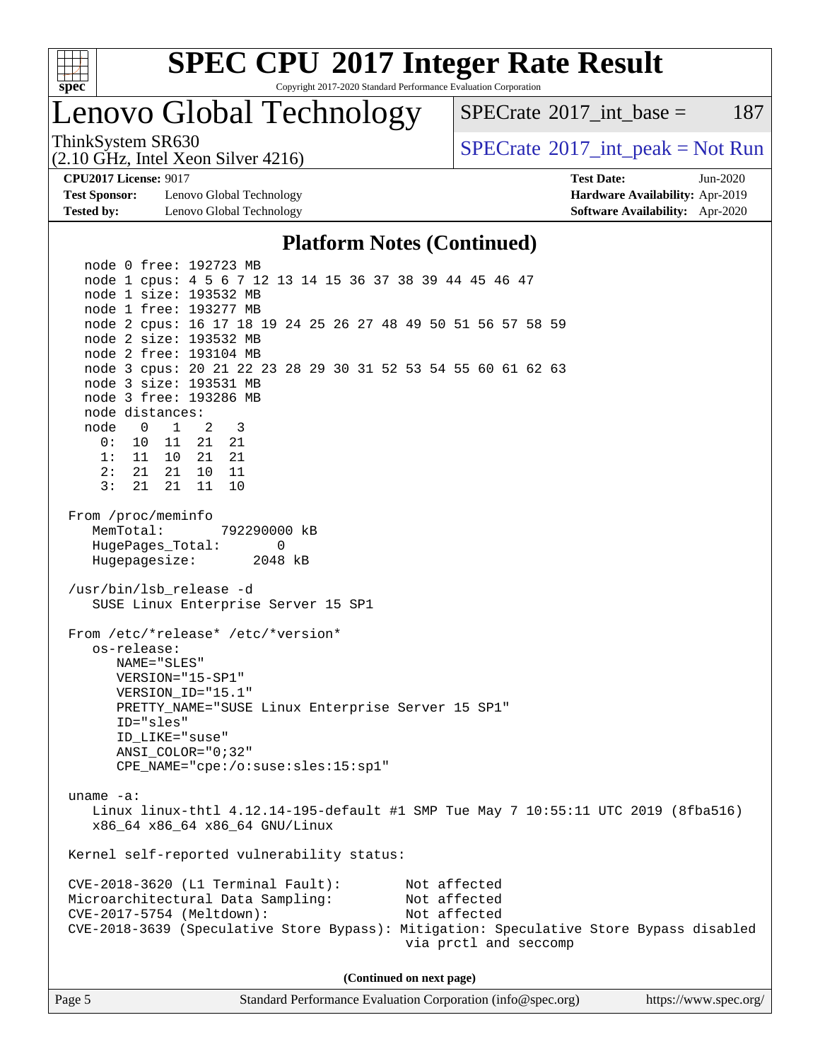## Platform Notes (Continued)

```
    node 0 free: 192723 MB
    node 1 cpus: 4 5 6 7 12 13 14 15 36 37 38 39 44 45 46 47
    node 1 size: 193532 MB
    node 1 free: 193277 MB
    node 2 cpus: 16 17 18 19 24 25 26 27 48 49 50 51 56 57 58 59
    node 2 size: 193532 MB
    node 2 free: 193104 MB
    node 3 cpus: 20 21 22 23 28 29 30 31 52 53 54 55 60 61 62 63
    node 3 size: 193531 MB
    node 3 free: 193286 MB
    node distances:
    node   0   1   2   3
      0:  10  11  21  21
      1:  11  10  21  21
      2:  21  21  10  11
      3:  21  21  11  10

 From /proc/meminfo
    MemTotal:       792290000 kB
    HugePages_Total:       0
    Hugepagesize:       2048 kB

 /usr/bin/lsb_release -d
    SUSE Linux Enterprise Server 15 SP1

 From /etc/*release* /etc/*version*
    os-release:
       NAME="SLES"
       VERSION="15-SP1"
       VERSION_ID="15.1"
       PRETTY_NAME="SUSE Linux Enterprise Server 15 SP1"
       ID="sles"
       ID_LIKE="suse"
       ANSI_COLOR="0;32"
       CPE_NAME="cpe:/o:suse:sles:15:sp1"

 uname -a:
    Linux linux-thtl 4.12.14-195-default #1 SMP Tue May 7 10:55:11 UTC 2019 (8fba516)
    x86_64 x86_64 x86_64 GNU/Linux

 Kernel self-reported vulnerability status:

 CVE-2018-3620 (L1 Terminal Fault):        Not affected
 Microarchitectural Data Sampling:         Not affected
 CVE-2017-5754 (Meltdown):                 Not affected
 CVE-2018-3639 (Speculative Store Bypass): Mitigation: Speculative Store Bypass disabled
                                           via prctl and seccomp
```

**(Continued on next page)**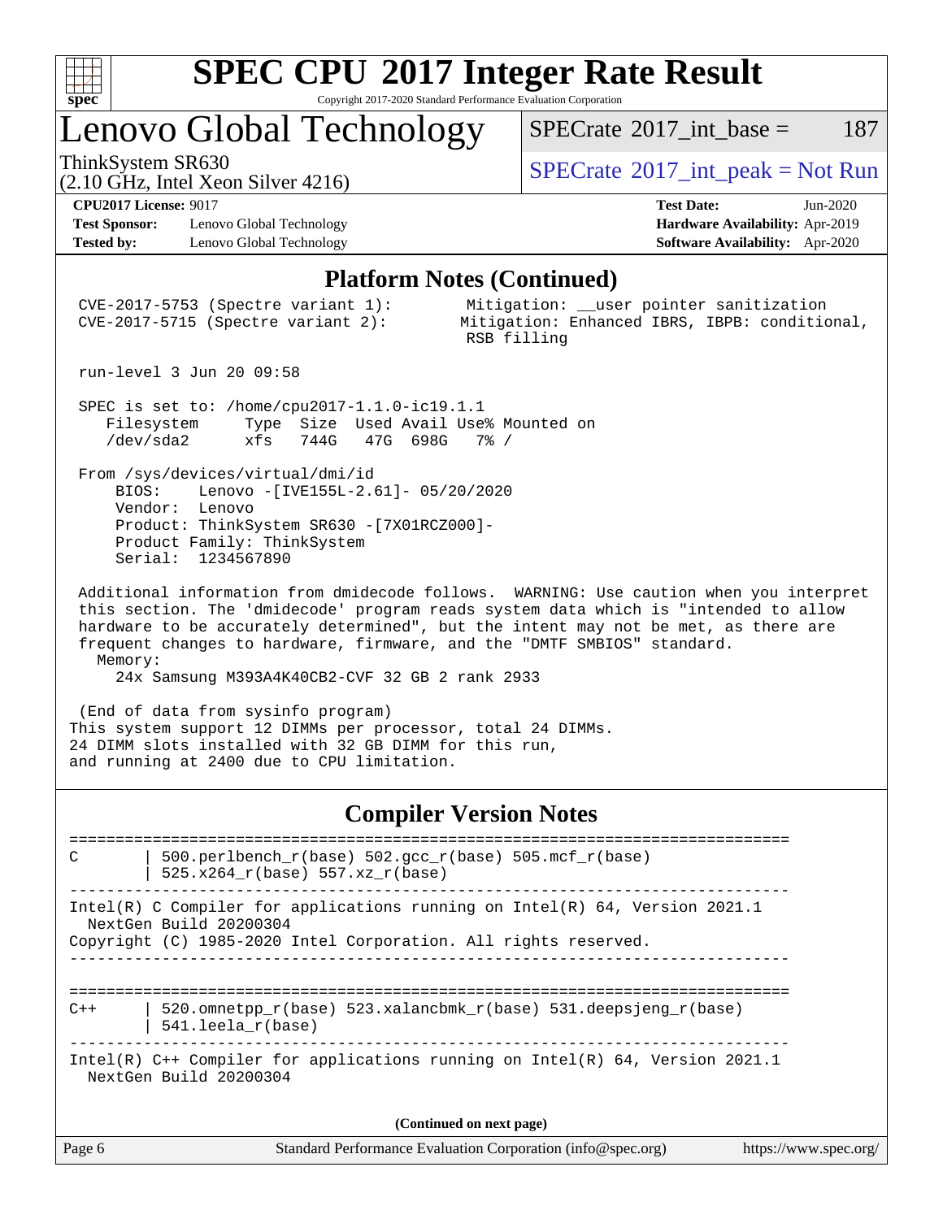## Platform Notes (Continued)

```
 CVE-2017-5753 (Spectre variant 1):        Mitigation: __user pointer sanitization
 CVE-2017-5715 (Spectre variant 2):        Mitigation: Enhanced IBRS, IBPB: conditional,
                                           RSB filling

 run-level 3 Jun 20 09:58

 SPEC is set to: /home/cpu2017-1.1.0-ic19.1.1
    Filesystem     Type  Size  Used Avail Use% Mounted on
    /dev/sda2      xfs   744G   47G  698G   7% /

 From /sys/devices/virtual/dmi/id
     BIOS:    Lenovo -[IVE155L-2.61]- 05/20/2020
     Vendor:  Lenovo
     Product: ThinkSystem SR630 -[7X01RCZ000]-
     Product Family: ThinkSystem
     Serial:  1234567890

 Additional information from dmidecode follows.  WARNING: Use caution when you interpret
 this section. The 'dmidecode' program reads system data which is "intended to allow
 hardware to be accurately determined", but the intent may not be met, as there are
 frequent changes to hardware, firmware, and the "DMTF SMBIOS" standard.
   Memory:
     24x Samsung M393A4K40CB2-CVF 32 GB 2 rank 2933

 (End of data from sysinfo program)
This system support 12 DIMMs per processor, total 24 DIMMs.
24 DIMM slots installed with 32 GB DIMM for this run,
and running at 2400 due to CPU limitation.
```

## Compiler Version Notes

```
==============================================================================
C       | 500.perlbench_r(base) 502.gcc_r(base) 505.mcf_r(base)
        | 525.x264_r(base) 557.xz_r(base)
------------------------------------------------------------------------------
Intel(R) C Compiler for applications running on Intel(R) 64, Version 2021.1
  NextGen Build 20200304
Copyright (C) 1985-2020 Intel Corporation. All rights reserved.
------------------------------------------------------------------------------

==============================================================================
C++     | 520.omnetpp_r(base) 523.xalancbmk_r(base) 531.deepsjeng_r(base)
        | 541.leela_r(base)
------------------------------------------------------------------------------
Intel(R) C++ Compiler for applications running on Intel(R) 64, Version 2021.1
  NextGen Build 20200304
```

(Continued on next page)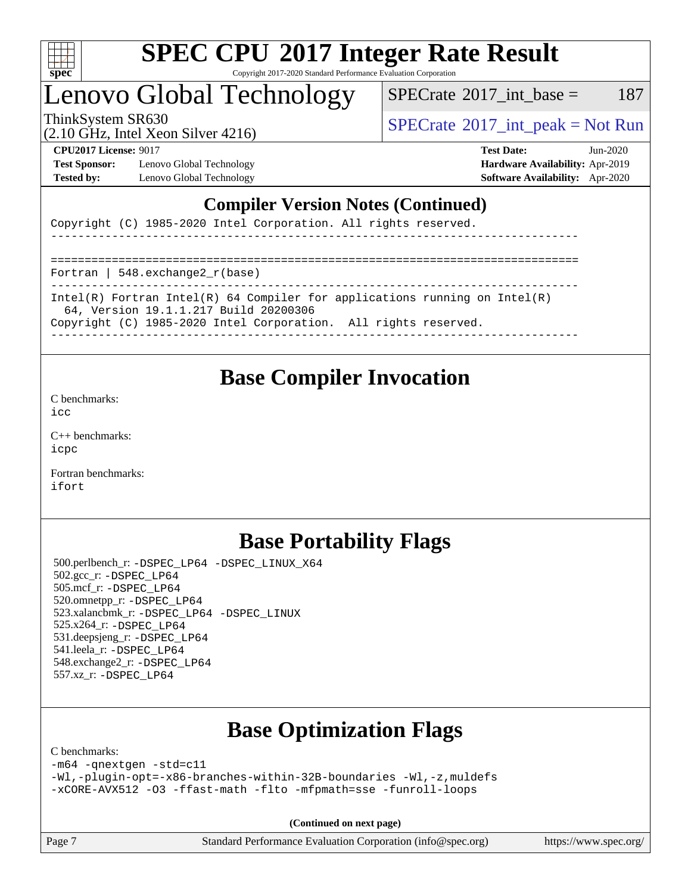## Compiler Version Notes (Continued)

```
Copyright (C) 1985-2020 Intel Corporation. All rights reserved.
------------------------------------------------------------------------------

==============================================================================
Fortran | 548.exchange2_r(base)
------------------------------------------------------------------------------
Intel(R) Fortran Intel(R) 64 Compiler for applications running on Intel(R)
  64, Version 19.1.1.217 Build 20200306
Copyright (C) 1985-2020 Intel Corporation.  All rights reserved.
------------------------------------------------------------------------------
```

## Base Compiler Invocation

C benchmarks:
icc

C++ benchmarks:
icpc

Fortran benchmarks:
ifort

## Base Portability Flags

500.perlbench_r: -DSPEC_LP64 -DSPEC_LINUX_X64
502.gcc_r: -DSPEC_LP64
505.mcf_r: -DSPEC_LP64
520.omnetpp_r: -DSPEC_LP64
523.xalancbmk_r: -DSPEC_LP64 -DSPEC_LINUX
525.x264_r: -DSPEC_LP64
531.deepsjeng_r: -DSPEC_LP64
541.leela_r: -DSPEC_LP64
548.exchange2_r: -DSPEC_LP64
557.xz_r: -DSPEC_LP64

## Base Optimization Flags

C benchmarks:

```
-m64 -qnextgen -std=c11
-Wl,-plugin-opt=-x86-branches-within-32B-boundaries -Wl,-z,muldefs
-xCORE-AVX512 -O3 -ffast-math -flto -mfpmath=sse -funroll-loops
```

**(Continued on next page)**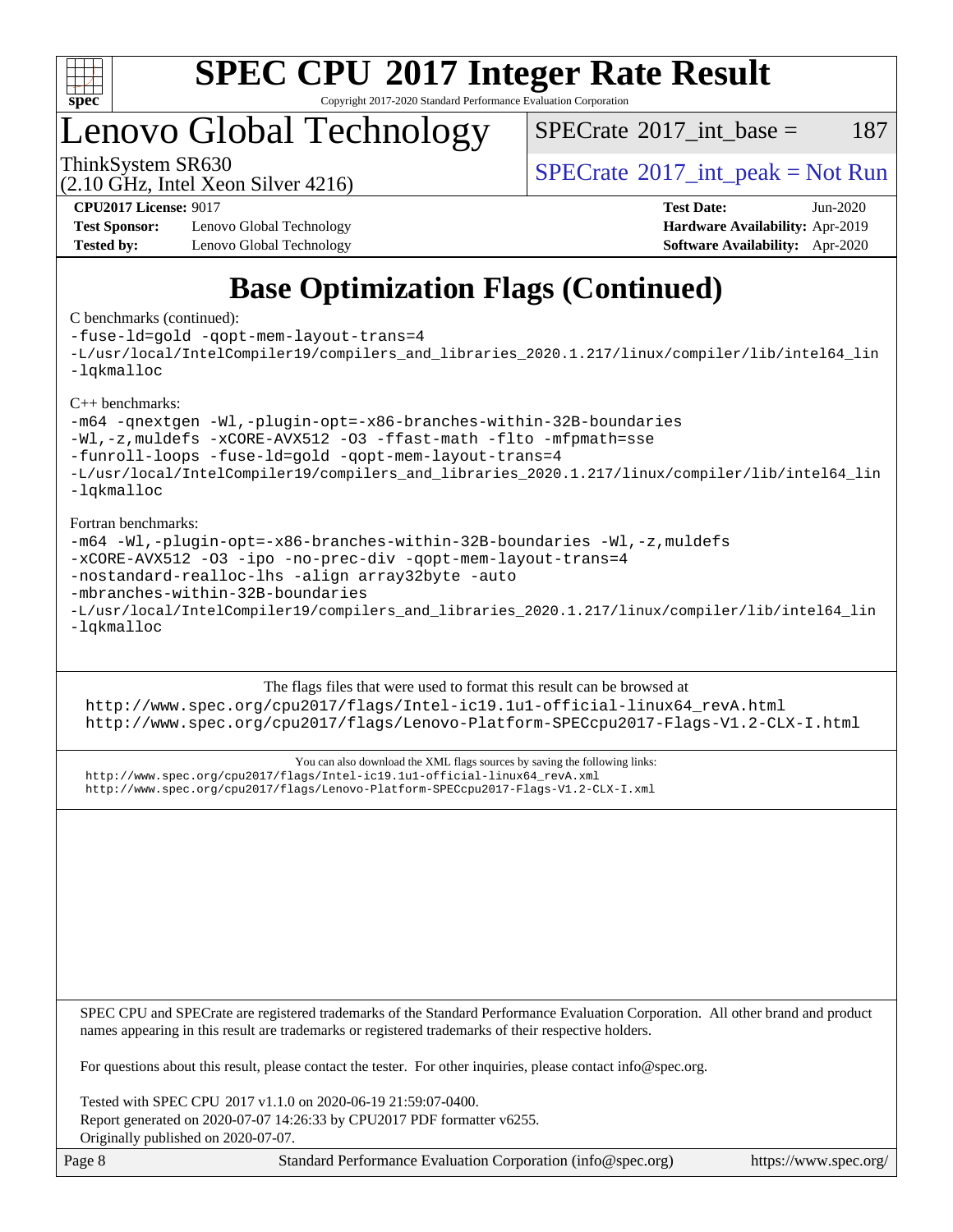# Base Optimization Flags (Continued)

C benchmarks (continued):

```
-fuse-ld=gold -qopt-mem-layout-trans=4
-L/usr/local/IntelCompiler19/compilers_and_libraries_2020.1.217/linux/compiler/lib/intel64_lin
-lqkmalloc
```

C++ benchmarks:

```
-m64 -qnextgen -Wl,-plugin-opt=-x86-branches-within-32B-boundaries
-Wl,-z,muldefs -xCORE-AVX512 -O3 -ffast-math -flto -mfpmath=sse
-funroll-loops -fuse-ld=gold -qopt-mem-layout-trans=4
-L/usr/local/IntelCompiler19/compilers_and_libraries_2020.1.217/linux/compiler/lib/intel64_lin
-lqkmalloc
```

Fortran benchmarks:

```
-m64 -Wl,-plugin-opt=-x86-branches-within-32B-boundaries -Wl,-z,muldefs
-xCORE-AVX512 -O3 -ipo -no-prec-div -qopt-mem-layout-trans=4
-nostandard-realloc-lhs -align array32byte -auto
-mbranches-within-32B-boundaries
-L/usr/local/IntelCompiler19/compilers_and_libraries_2020.1.217/linux/compiler/lib/intel64_lin
-lqkmalloc
```

The flags files that were used to format this result can be browsed at
http://www.spec.org/cpu2017/flags/Intel-ic19.1u1-official-linux64_revA.html
http://www.spec.org/cpu2017/flags/Lenovo-Platform-SPECcpu2017-Flags-V1.2-CLX-I.html

You can also download the XML flags sources by saving the following links:
http://www.spec.org/cpu2017/flags/Intel-ic19.1u1-official-linux64_revA.xml
http://www.spec.org/cpu2017/flags/Lenovo-Platform-SPECcpu2017-Flags-V1.2-CLX-I.xml

SPEC CPU and SPECrate are registered trademarks of the Standard Performance Evaluation Corporation. All other brand and product names appearing in this result are trademarks or registered trademarks of their respective holders.

For questions about this result, please contact the tester. For other inquiries, please contact info@spec.org.

Tested with SPEC CPU 2017 v1.1.0 on 2020-06-19 21:59:07-0400.
Report generated on 2020-07-07 14:26:33 by CPU2017 PDF formatter v6255.
Originally published on 2020-07-07.